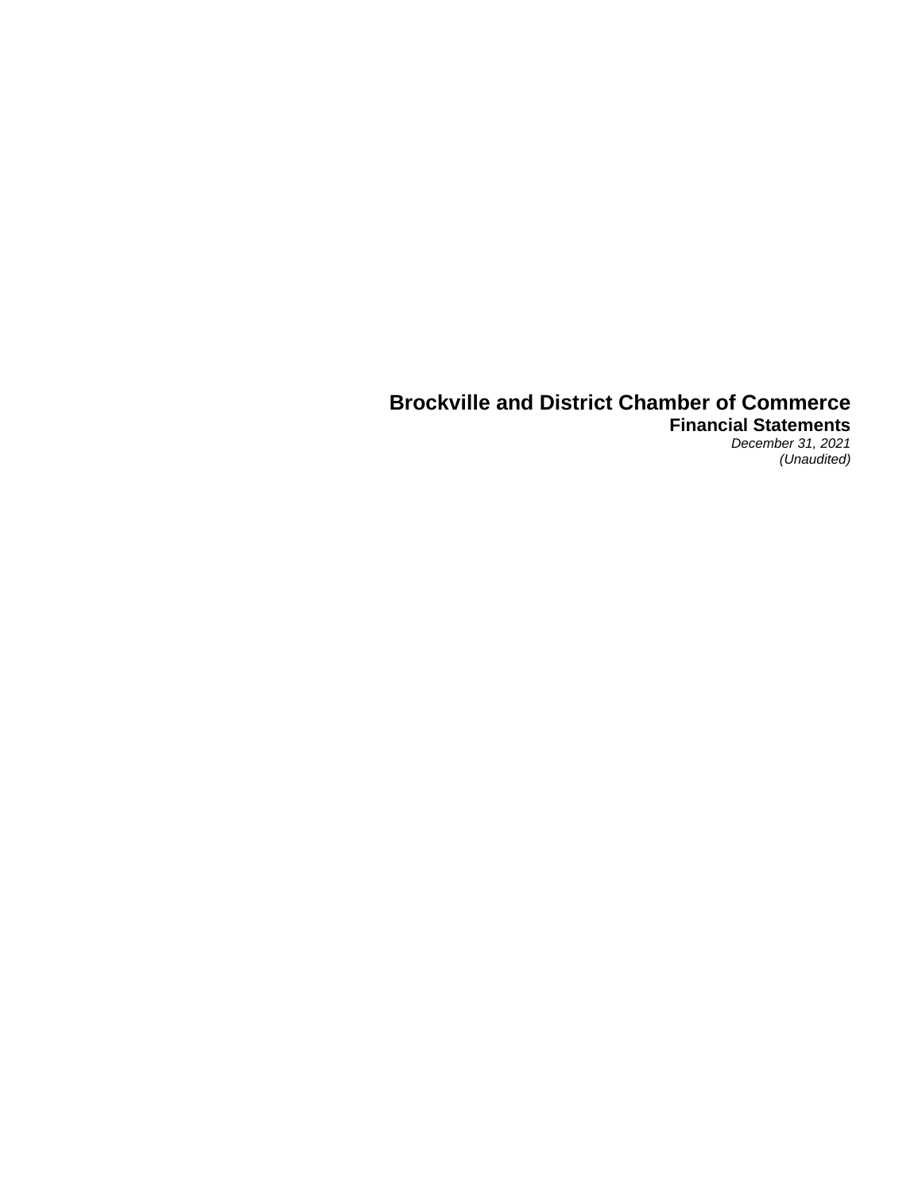# Brockville and District Chamber of Commerce

## Financial Statements

*December 31, 2021*

*(Unaudited)*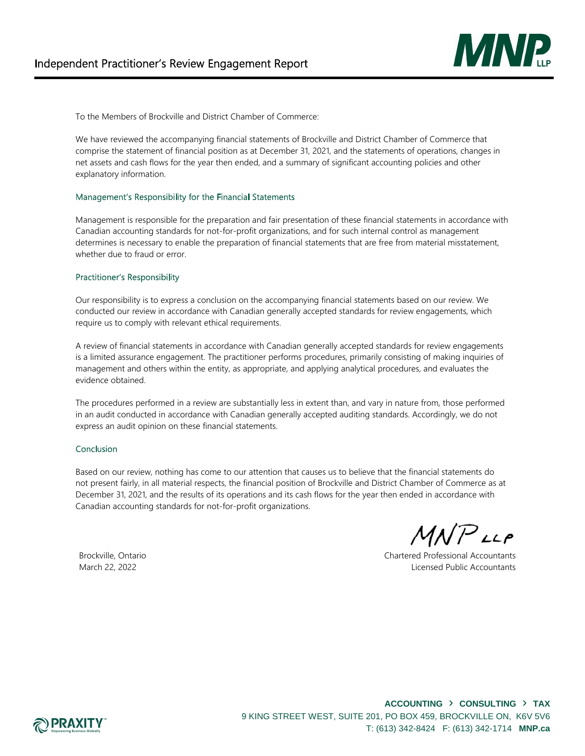# Independent Practitioner's Review Engagement Report

To the Members of Brockville and District Chamber of Commerce:

We have reviewed the accompanying financial statements of Brockville and District Chamber of Commerce that comprise the statement of financial position as at December 31, 2021, and the statements of operations, changes in net assets and cash flows for the year then ended, and a summary of significant accounting policies and other explanatory information.

## Management's Responsibility for the Financial Statements

Management is responsible for the preparation and fair presentation of these financial statements in accordance with Canadian accounting standards for not-for-profit organizations, and for such internal control as management determines is necessary to enable the preparation of financial statements that are free from material misstatement, whether due to fraud or error.

## Practitioner's Responsibility

Our responsibility is to express a conclusion on the accompanying financial statements based on our review. We conducted our review in accordance with Canadian generally accepted standards for review engagements, which require us to comply with relevant ethical requirements.

A review of financial statements in accordance with Canadian generally accepted standards for review engagements is a limited assurance engagement. The practitioner performs procedures, primarily consisting of making inquiries of management and others within the entity, as appropriate, and applying analytical procedures, and evaluates the evidence obtained.

The procedures performed in a review are substantially less in extent than, and vary in nature from, those performed in an audit conducted in accordance with Canadian generally accepted auditing standards. Accordingly, we do not express an audit opinion on these financial statements.

## Conclusion

Based on our review, nothing has come to our attention that causes us to believe that the financial statements do not present fairly, in all material respects, the financial position of Brockville and District Chamber of Commerce as at December 31, 2021, and the results of its operations and its cash flows for the year then ended in accordance with Canadian accounting standards for not-for-profit organizations.

MNP LLP

Brockville, Ontario
March 22, 2022

Chartered Professional Accountants
Licensed Public Accountants

ACCOUNTING › CONSULTING › TAX
9 KING STREET WEST, SUITE 201, PO BOX 459, BROCKVILLE ON, K6V 5V6
T: (613) 342-8424 F: (613) 342-1714 **MNP.ca**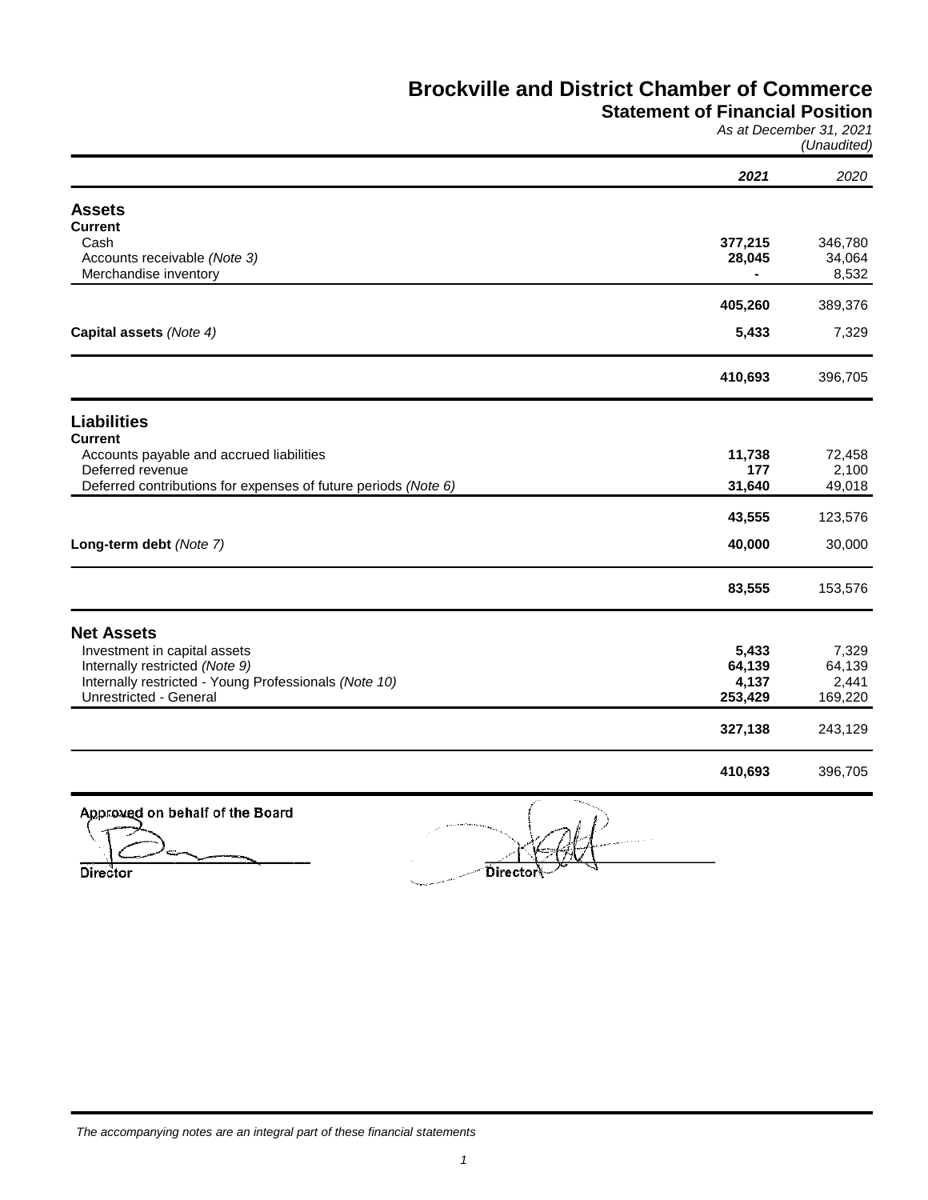# Brockville and District Chamber of Commerce

## Statement of Financial Position

*As at December 31, 2021*
*(Unaudited)*

| | ***2021*** | *2020* |
|---|---|---|
| **Assets** | | |
| **Current** | | |
| Cash | **377,215** | 346,780 |
| Accounts receivable *(Note 3)* | **28,045** | 34,064 |
| Merchandise inventory | **-** | 8,532 |
| | **405,260** | 389,376 |
| **Capital assets** *(Note 4)* | **5,433** | 7,329 |
| | **410,693** | 396,705 |
| **Liabilities** | | |
| **Current** | | |
| Accounts payable and accrued liabilities | **11,738** | 72,458 |
| Deferred revenue | **177** | 2,100 |
| Deferred contributions for expenses of future periods *(Note 6)* | **31,640** | 49,018 |
| | **43,555** | 123,576 |
| **Long-term debt** *(Note 7)* | **40,000** | 30,000 |
| | **83,555** | 153,576 |
| **Net Assets** | | |
| Investment in capital assets | **5,433** | 7,329 |
| Internally restricted *(Note 9)* | **64,139** | 64,139 |
| Internally restricted - Young Professionals *(Note 10)* | **4,137** | 2,441 |
| Unrestricted - General | **253,429** | 169,220 |
| | **327,138** | 243,129 |
| | **410,693** | 396,705 |

Approved on behalf of the Board

Director

Director

*The accompanying notes are an integral part of these financial statements*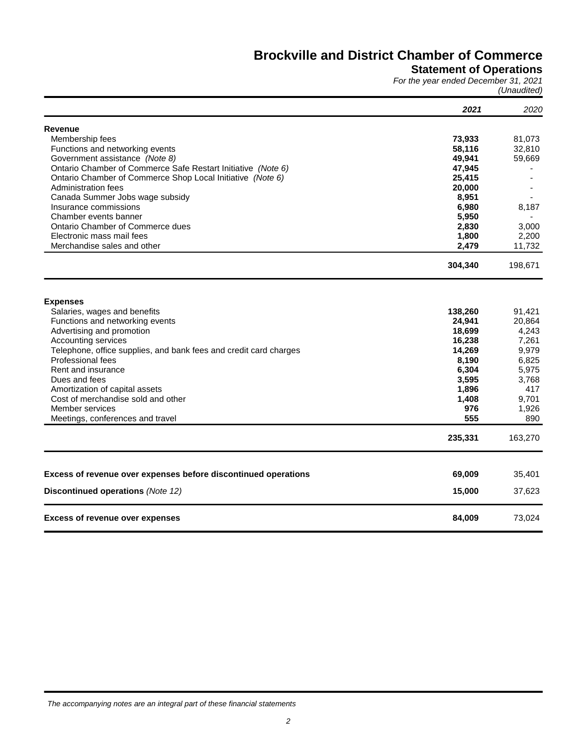# Brockville and District Chamber of Commerce

## Statement of Operations

*For the year ended December 31, 2021*

*(Unaudited)*

| | **2021** | 2020 |
|---|---|---|
| **Revenue** | | |
| Membership fees | **73,933** | 81,073 |
| Functions and networking events | **58,116** | 32,810 |
| Government assistance *(Note 8)* | **49,941** | 59,669 |
| Ontario Chamber of Commerce Safe Restart Initiative *(Note 6)* | **47,945** | - |
| Ontario Chamber of Commerce Shop Local Initiative *(Note 6)* | **25,415** | - |
| Administration fees | **20,000** | - |
| Canada Summer Jobs wage subsidy | **8,951** | - |
| Insurance commissions | **6,980** | 8,187 |
| Chamber events banner | **5,950** | - |
| Ontario Chamber of Commerce dues | **2,830** | 3,000 |
| Electronic mass mail fees | **1,800** | 2,200 |
| Merchandise sales and other | **2,479** | 11,732 |
| | **304,340** | 198,671 |
| **Expenses** | | |
| Salaries, wages and benefits | **138,260** | 91,421 |
| Functions and networking events | **24,941** | 20,864 |
| Advertising and promotion | **18,699** | 4,243 |
| Accounting services | **16,238** | 7,261 |
| Telephone, office supplies, and bank fees and credit card charges | **14,269** | 9,979 |
| Professional fees | **8,190** | 6,825 |
| Rent and insurance | **6,304** | 5,975 |
| Dues and fees | **3,595** | 3,768 |
| Amortization of capital assets | **1,896** | 417 |
| Cost of merchandise sold and other | **1,408** | 9,701 |
| Member services | **976** | 1,926 |
| Meetings, conferences and travel | **555** | 890 |
| | **235,331** | 163,270 |
| **Excess of revenue over expenses before discontinued operations** | **69,009** | 35,401 |
| **Discontinued operations** *(Note 12)* | **15,000** | 37,623 |
| **Excess of revenue over expenses** | **84,009** | 73,024 |

*The accompanying notes are an integral part of these financial statements*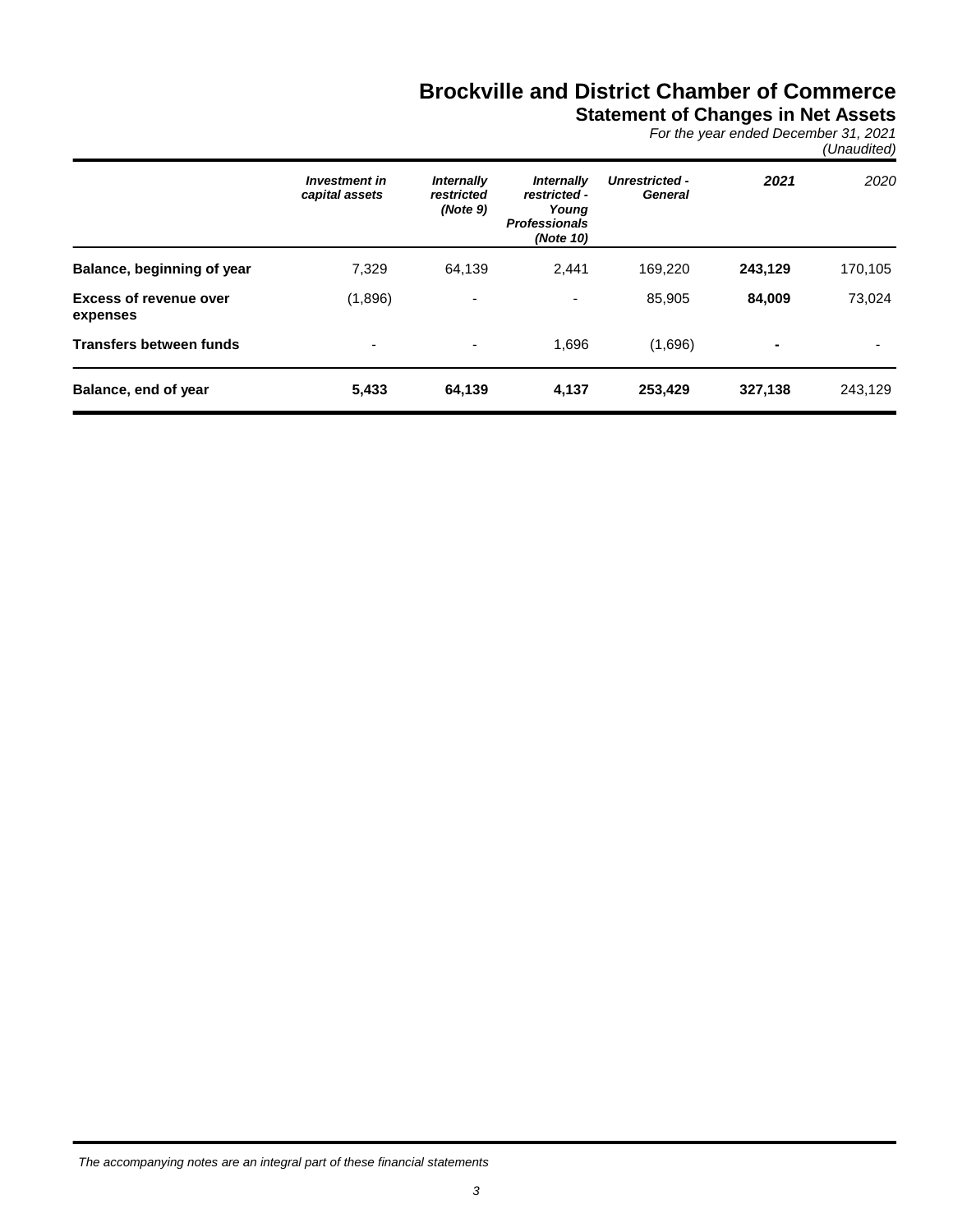# Brockville and District Chamber of Commerce

## Statement of Changes in Net Assets

*For the year ended December 31, 2021*
*(Unaudited)*

| | *Investment in capital assets* | *Internally restricted (Note 9)* | *Internally restricted - Young Professionals (Note 10)* | *Unrestricted - General* | ***2021*** | *2020* |
|---|---|---|---|---|---|---|
| **Balance, beginning of year** | 7,329 | 64,139 | 2,441 | 169,220 | **243,129** | 170,105 |
| **Excess of revenue over expenses** | (1,896) | - | - | 85,905 | **84,009** | 73,024 |
| **Transfers between funds** | - | - | 1,696 | (1,696) | **-** | - |
| **Balance, end of year** | **5,433** | **64,139** | **4,137** | **253,429** | **327,138** | 243,129 |

*The accompanying notes are an integral part of these financial statements*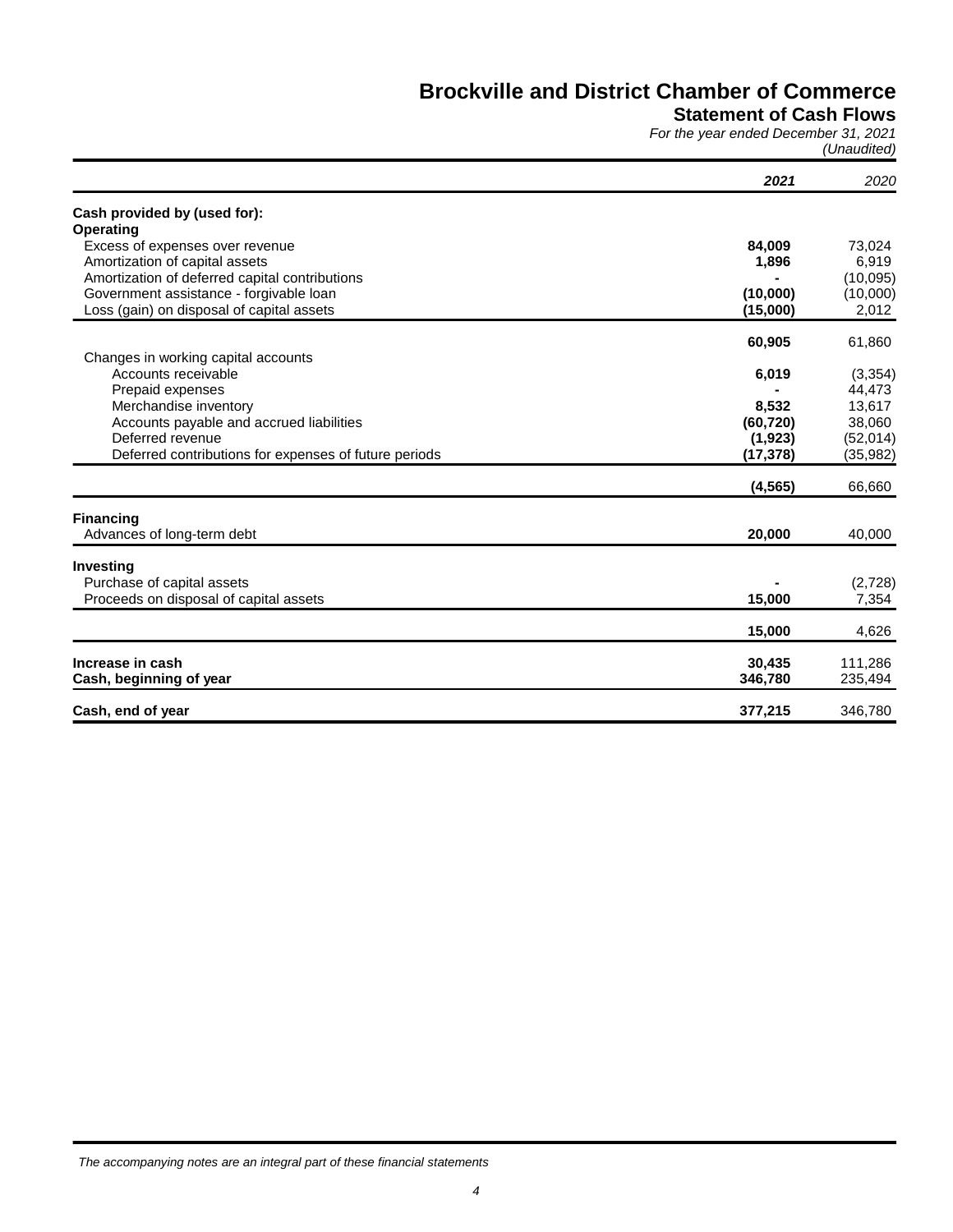# Brockville and District Chamber of Commerce

## Statement of Cash Flows

*For the year ended December 31, 2021*
*(Unaudited)*

| | ***2021*** | *2020* |
|---|---|---|
| **Cash provided by (used for):** | | |
| **Operating** | | |
| Excess of expenses over revenue | **84,009** | 73,024 |
| Amortization of capital assets | **1,896** | 6,919 |
| Amortization of deferred capital contributions | **-** | (10,095) |
| Government assistance - forgivable loan | **(10,000)** | (10,000) |
| Loss (gain) on disposal of capital assets | **(15,000)** | 2,012 |
| | **60,905** | 61,860 |
| Changes in working capital accounts | | |
| Accounts receivable | **6,019** | (3,354) |
| Prepaid expenses | **-** | 44,473 |
| Merchandise inventory | **8,532** | 13,617 |
| Accounts payable and accrued liabilities | **(60,720)** | 38,060 |
| Deferred revenue | **(1,923)** | (52,014) |
| Deferred contributions for expenses of future periods | **(17,378)** | (35,982) |
| | **(4,565)** | 66,660 |
| **Financing** | | |
| Advances of long-term debt | **20,000** | 40,000 |
| **Investing** | | |
| Purchase of capital assets | **-** | (2,728) |
| Proceeds on disposal of capital assets | **15,000** | 7,354 |
| | **15,000** | 4,626 |
| **Increase in cash** | **30,435** | 111,286 |
| **Cash, beginning of year** | **346,780** | 235,494 |
| **Cash, end of year** | **377,215** | 346,780 |

*The accompanying notes are an integral part of these financial statements*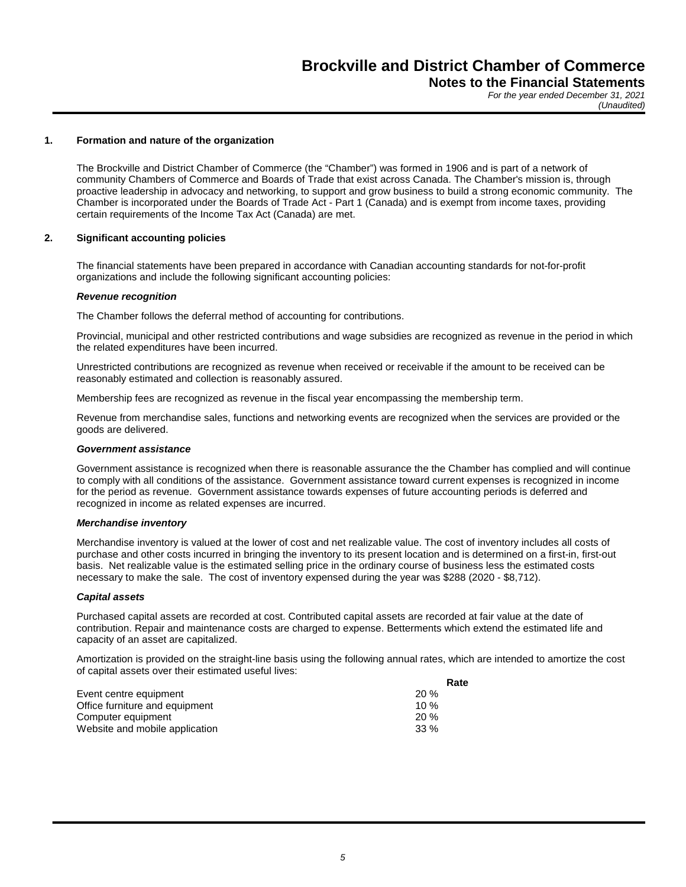# Brockville and District Chamber of Commerce
## Notes to the Financial Statements
*For the year ended December 31, 2021*
*(Unaudited)*

### 1. Formation and nature of the organization

The Brockville and District Chamber of Commerce (the "Chamber") was formed in 1906 and is part of a network of community Chambers of Commerce and Boards of Trade that exist across Canada. The Chamber's mission is, through proactive leadership in advocacy and networking, to support and grow business to build a strong economic community. The Chamber is incorporated under the Boards of Trade Act - Part 1 (Canada) and is exempt from income taxes, providing certain requirements of the Income Tax Act (Canada) are met.

### 2. Significant accounting policies

The financial statements have been prepared in accordance with Canadian accounting standards for not-for-profit organizations and include the following significant accounting policies:

***Revenue recognition***

The Chamber follows the deferral method of accounting for contributions.

Provincial, municipal and other restricted contributions and wage subsidies are recognized as revenue in the period in which the related expenditures have been incurred.

Unrestricted contributions are recognized as revenue when received or receivable if the amount to be received can be reasonably estimated and collection is reasonably assured.

Membership fees are recognized as revenue in the fiscal year encompassing the membership term.

Revenue from merchandise sales, functions and networking events are recognized when the services are provided or the goods are delivered.

***Government assistance***

Government assistance is recognized when there is reasonable assurance the the Chamber has complied and will continue to comply with all conditions of the assistance. Government assistance toward current expenses is recognized in income for the period as revenue. Government assistance towards expenses of future accounting periods is deferred and recognized in income as related expenses are incurred.

***Merchandise inventory***

Merchandise inventory is valued at the lower of cost and net realizable value. The cost of inventory includes all costs of purchase and other costs incurred in bringing the inventory to its present location and is determined on a first-in, first-out basis. Net realizable value is the estimated selling price in the ordinary course of business less the estimated costs necessary to make the sale. The cost of inventory expensed during the year was $288 (2020 - $8,712).

***Capital assets***

Purchased capital assets are recorded at cost. Contributed capital assets are recorded at fair value at the date of contribution. Repair and maintenance costs are charged to expense. Betterments which extend the estimated life and capacity of an asset are capitalized.

Amortization is provided on the straight-line basis using the following annual rates, which are intended to amortize the cost of capital assets over their estimated useful lives:

| | **Rate** |
|---|---|
| Event centre equipment | 20 % |
| Office furniture and equipment | 10 % |
| Computer equipment | 20 % |
| Website and mobile application | 33 % |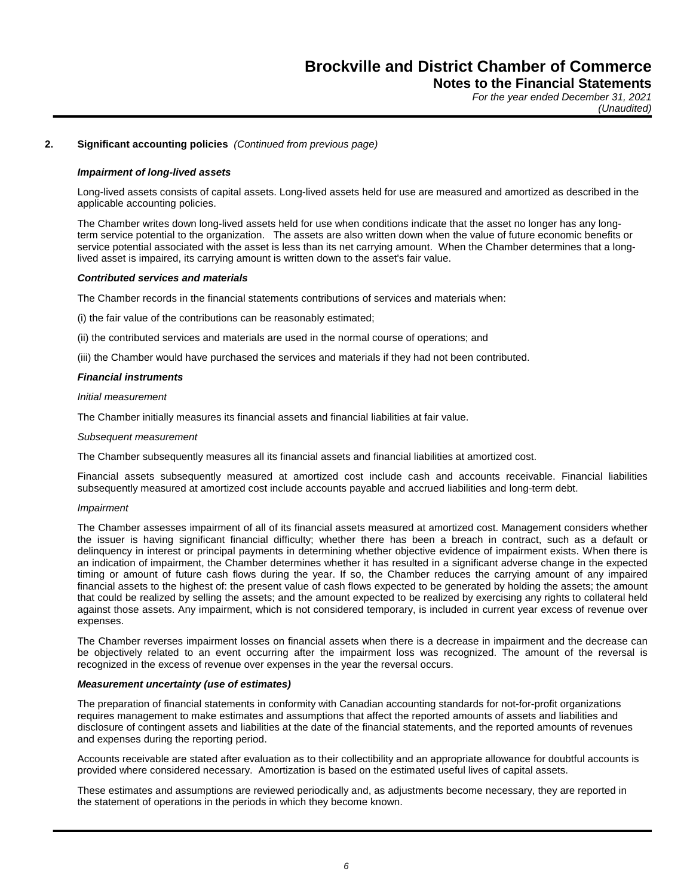## 2. Significant accounting policies *(Continued from previous page)*

### *Impairment of long-lived assets*

Long-lived assets consists of capital assets. Long-lived assets held for use are measured and amortized as described in the applicable accounting policies.

The Chamber writes down long-lived assets held for use when conditions indicate that the asset no longer has any long-term service potential to the organization. The assets are also written down when the value of future economic benefits or service potential associated with the asset is less than its net carrying amount. When the Chamber determines that a long-lived asset is impaired, its carrying amount is written down to the asset's fair value.

### *Contributed services and materials*

The Chamber records in the financial statements contributions of services and materials when:

(i) the fair value of the contributions can be reasonably estimated;

(ii) the contributed services and materials are used in the normal course of operations; and

(iii) the Chamber would have purchased the services and materials if they had not been contributed.

### *Financial instruments*

*Initial measurement*

The Chamber initially measures its financial assets and financial liabilities at fair value.

*Subsequent measurement*

The Chamber subsequently measures all its financial assets and financial liabilities at amortized cost.

Financial assets subsequently measured at amortized cost include cash and accounts receivable. Financial liabilities subsequently measured at amortized cost include accounts payable and accrued liabilities and long-term debt.

*Impairment*

The Chamber assesses impairment of all of its financial assets measured at amortized cost. Management considers whether the issuer is having significant financial difficulty; whether there has been a breach in contract, such as a default or delinquency in interest or principal payments in determining whether objective evidence of impairment exists. When there is an indication of impairment, the Chamber determines whether it has resulted in a significant adverse change in the expected timing or amount of future cash flows during the year. If so, the Chamber reduces the carrying amount of any impaired financial assets to the highest of: the present value of cash flows expected to be generated by holding the assets; the amount that could be realized by selling the assets; and the amount expected to be realized by exercising any rights to collateral held against those assets. Any impairment, which is not considered temporary, is included in current year excess of revenue over expenses.

The Chamber reverses impairment losses on financial assets when there is a decrease in impairment and the decrease can be objectively related to an event occurring after the impairment loss was recognized. The amount of the reversal is recognized in the excess of revenue over expenses in the year the reversal occurs.

### *Measurement uncertainty (use of estimates)*

The preparation of financial statements in conformity with Canadian accounting standards for not-for-profit organizations requires management to make estimates and assumptions that affect the reported amounts of assets and liabilities and disclosure of contingent assets and liabilities at the date of the financial statements, and the reported amounts of revenues and expenses during the reporting period.

Accounts receivable are stated after evaluation as to their collectibility and an appropriate allowance for doubtful accounts is provided where considered necessary. Amortization is based on the estimated useful lives of capital assets.

These estimates and assumptions are reviewed periodically and, as adjustments become necessary, they are reported in the statement of operations in the periods in which they become known.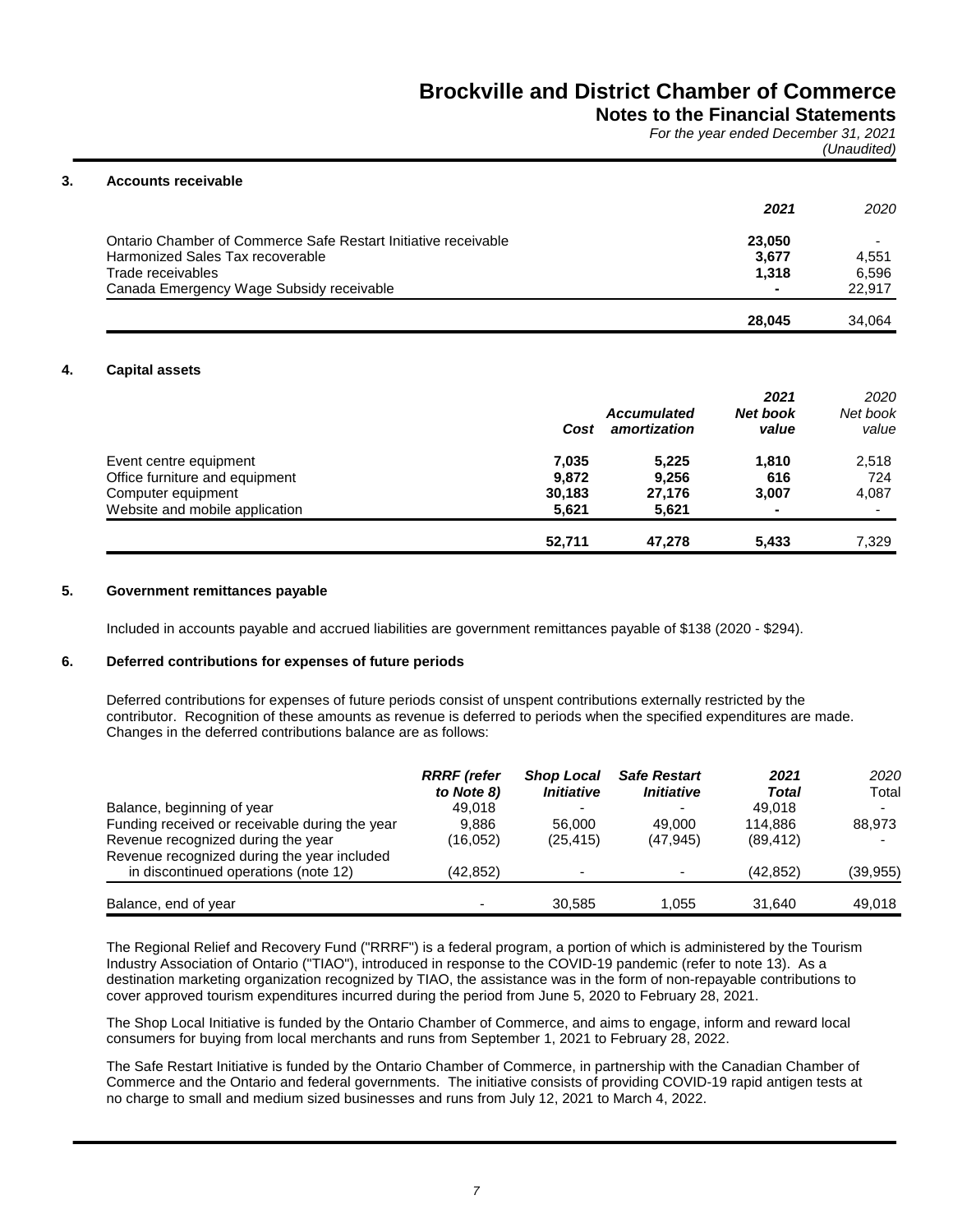# Brockville and District Chamber of Commerce

## Notes to the Financial Statements

*For the year ended December 31, 2021*
*(Unaudited)*

### 3. Accounts receivable

| | 2021 | 2020 |
|---|---|---|
| Ontario Chamber of Commerce Safe Restart Initiative receivable | **23,050** | - |
| Harmonized Sales Tax recoverable | **3,677** | 4,551 |
| Trade receivables | **1,318** | 6,596 |
| Canada Emergency Wage Subsidy receivable | **-** | 22,917 |
| | **28,045** | 34,064 |

### 4. Capital assets

| | Cost | Accumulated amortization | 2021 Net book value | 2020 Net book value |
|---|---|---|---|---|
| Event centre equipment | **7,035** | **5,225** | **1,810** | 2,518 |
| Office furniture and equipment | **9,872** | **9,256** | **616** | 724 |
| Computer equipment | **30,183** | **27,176** | **3,007** | 4,087 |
| Website and mobile application | **5,621** | **5,621** | **-** | - |
| | **52,711** | **47,278** | **5,433** | 7,329 |

### 5. Government remittances payable

Included in accounts payable and accrued liabilities are government remittances payable of $138 (2020 - $294).

### 6. Deferred contributions for expenses of future periods

Deferred contributions for expenses of future periods consist of unspent contributions externally restricted by the contributor. Recognition of these amounts as revenue is deferred to periods when the specified expenditures are made. Changes in the deferred contributions balance are as follows:

| | RRRF (refer to Note 8) | Shop Local Initiative | Safe Restart Initiative | 2021 Total | 2020 Total |
|---|---|---|---|---|---|
| Balance, beginning of year | 49,018 | - | - | 49,018 | - |
| Funding received or receivable during the year | 9,886 | 56,000 | 49,000 | 114,886 | 88,973 |
| Revenue recognized during the year | (16,052) | (25,415) | (47,945) | (89,412) | - |
| Revenue recognized during the year included in discontinued operations (note 12) | (42,852) | - | - | (42,852) | (39,955) |
| Balance, end of year | - | 30,585 | 1,055 | 31,640 | 49,018 |

The Regional Relief and Recovery Fund ("RRRF") is a federal program, a portion of which is administered by the Tourism Industry Association of Ontario ("TIAO"), introduced in response to the COVID-19 pandemic (refer to note 13). As a destination marketing organization recognized by TIAO, the assistance was in the form of non-repayable contributions to cover approved tourism expenditures incurred during the period from June 5, 2020 to February 28, 2021.

The Shop Local Initiative is funded by the Ontario Chamber of Commerce, and aims to engage, inform and reward local consumers for buying from local merchants and runs from September 1, 2021 to February 28, 2022.

The Safe Restart Initiative is funded by the Ontario Chamber of Commerce, in partnership with the Canadian Chamber of Commerce and the Ontario and federal governments. The initiative consists of providing COVID-19 rapid antigen tests at no charge to small and medium sized businesses and runs from July 12, 2021 to March 4, 2022.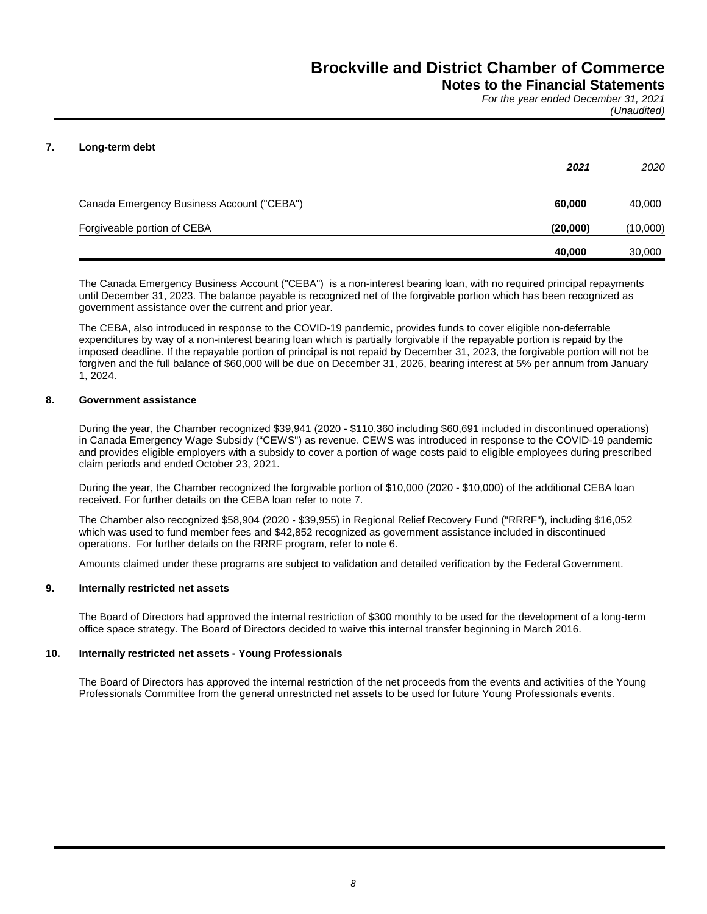# Brockville and District Chamber of Commerce
## Notes to the Financial Statements
*For the year ended December 31, 2021*
*(Unaudited)*

### 7. Long-term debt

| | ***2021*** | *2020* |
|---|---|---|
| Canada Emergency Business Account ("CEBA") | **60,000** | 40,000 |
| Forgiveable portion of CEBA | **(20,000)** | (10,000) |
| | **40,000** | 30,000 |

The Canada Emergency Business Account ("CEBA") is a non-interest bearing loan, with no required principal repayments until December 31, 2023. The balance payable is recognized net of the forgivable portion which has been recognized as government assistance over the current and prior year.

The CEBA, also introduced in response to the COVID-19 pandemic, provides funds to cover eligible non-deferrable expenditures by way of a non-interest bearing loan which is partially forgivable if the repayable portion is repaid by the imposed deadline. If the repayable portion of principal is not repaid by December 31, 2023, the forgivable portion will not be forgiven and the full balance of $60,000 will be due on December 31, 2026, bearing interest at 5% per annum from January 1, 2024.

### 8. Government assistance

During the year, the Chamber recognized $39,941 (2020 - $110,360 including $60,691 included in discontinued operations) in Canada Emergency Wage Subsidy ("CEWS") as revenue. CEWS was introduced in response to the COVID-19 pandemic and provides eligible employers with a subsidy to cover a portion of wage costs paid to eligible employees during prescribed claim periods and ended October 23, 2021.

During the year, the Chamber recognized the forgivable portion of $10,000 (2020 - $10,000) of the additional CEBA loan received. For further details on the CEBA loan refer to note 7.

The Chamber also recognized $58,904 (2020 - $39,955) in Regional Relief Recovery Fund ("RRRF"), including $16,052 which was used to fund member fees and $42,852 recognized as government assistance included in discontinued operations. For further details on the RRRF program, refer to note 6.

Amounts claimed under these programs are subject to validation and detailed verification by the Federal Government.

### 9. Internally restricted net assets

The Board of Directors had approved the internal restriction of $300 monthly to be used for the development of a long-term office space strategy. The Board of Directors decided to waive this internal transfer beginning in March 2016.

### 10. Internally restricted net assets - Young Professionals

The Board of Directors has approved the internal restriction of the net proceeds from the events and activities of the Young Professionals Committee from the general unrestricted net assets to be used for future Young Professionals events.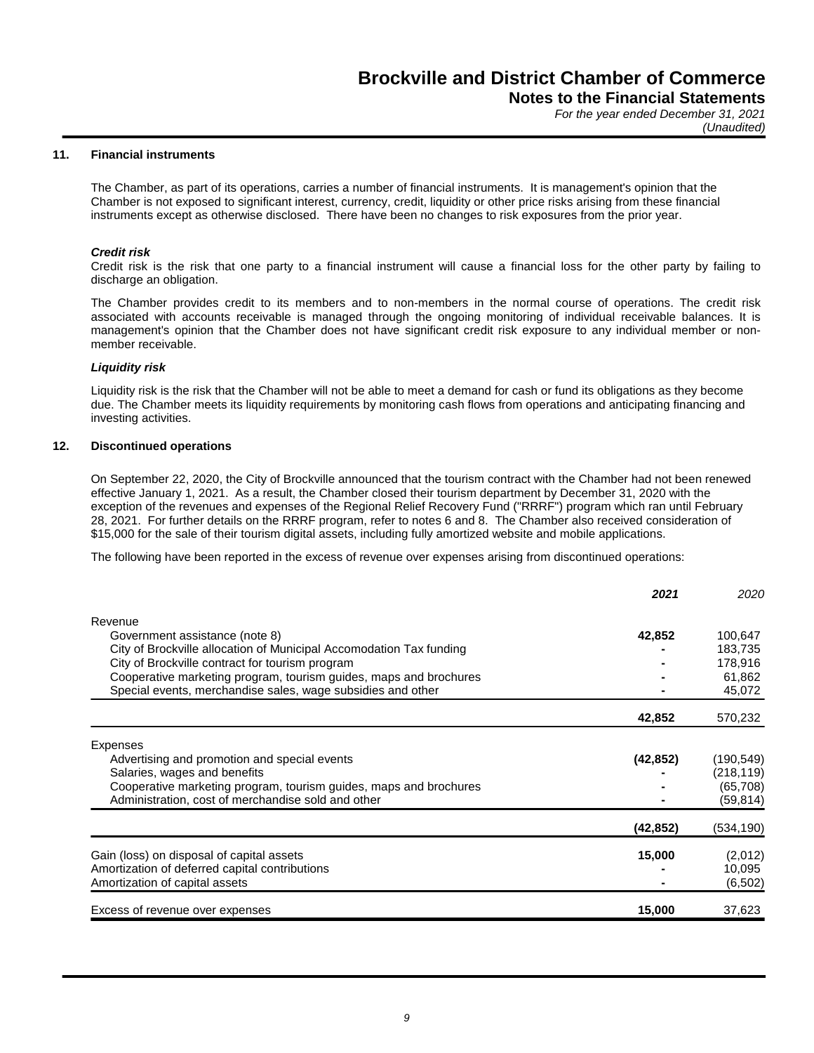**Brockville and District Chamber of Commerce**
**Notes to the Financial Statements**
*For the year ended December 31, 2021*
*(Unaudited)*

## 11. Financial instruments

The Chamber, as part of its operations, carries a number of financial instruments. It is management's opinion that the Chamber is not exposed to significant interest, currency, credit, liquidity or other price risks arising from these financial instruments except as otherwise disclosed. There have been no changes to risk exposures from the prior year.

***Credit risk***

Credit risk is the risk that one party to a financial instrument will cause a financial loss for the other party by failing to discharge an obligation.

The Chamber provides credit to its members and to non-members in the normal course of operations. The credit risk associated with accounts receivable is managed through the ongoing monitoring of individual receivable balances. It is management's opinion that the Chamber does not have significant credit risk exposure to any individual member or non-member receivable.

***Liquidity risk***

Liquidity risk is the risk that the Chamber will not be able to meet a demand for cash or fund its obligations as they become due. The Chamber meets its liquidity requirements by monitoring cash flows from operations and anticipating financing and investing activities.

## 12. Discontinued operations

On September 22, 2020, the City of Brockville announced that the tourism contract with the Chamber had not been renewed effective January 1, 2021. As a result, the Chamber closed their tourism department by December 31, 2020 with the exception of the revenues and expenses of the Regional Relief Recovery Fund ("RRRF") program which ran until February 28, 2021. For further details on the RRRF program, refer to notes 6 and 8. The Chamber also received consideration of $15,000 for the sale of their tourism digital assets, including fully amortized website and mobile applications.

The following have been reported in the excess of revenue over expenses arising from discontinued operations:

| | ***2021*** | *2020* |
|---|---|---|
| Revenue | | |
| Government assistance (note 8) | **42,852** | 100,647 |
| City of Brockville allocation of Municipal Accomodation Tax funding | **-** | 183,735 |
| City of Brockville contract for tourism program | **-** | 178,916 |
| Cooperative marketing program, tourism guides, maps and brochures | **-** | 61,862 |
| Special events, merchandise sales, wage subsidies and other | **-** | 45,072 |
| | **42,852** | 570,232 |
| Expenses | | |
| Advertising and promotion and special events | **(42,852)** | (190,549) |
| Salaries, wages and benefits | **-** | (218,119) |
| Cooperative marketing program, tourism guides, maps and brochures | **-** | (65,708) |
| Administration, cost of merchandise sold and other | **-** | (59,814) |
| | **(42,852)** | (534,190) |
| Gain (loss) on disposal of capital assets | **15,000** | (2,012) |
| Amortization of deferred capital contributions | **-** | 10,095 |
| Amortization of capital assets | **-** | (6,502) |
| Excess of revenue over expenses | **15,000** | 37,623 |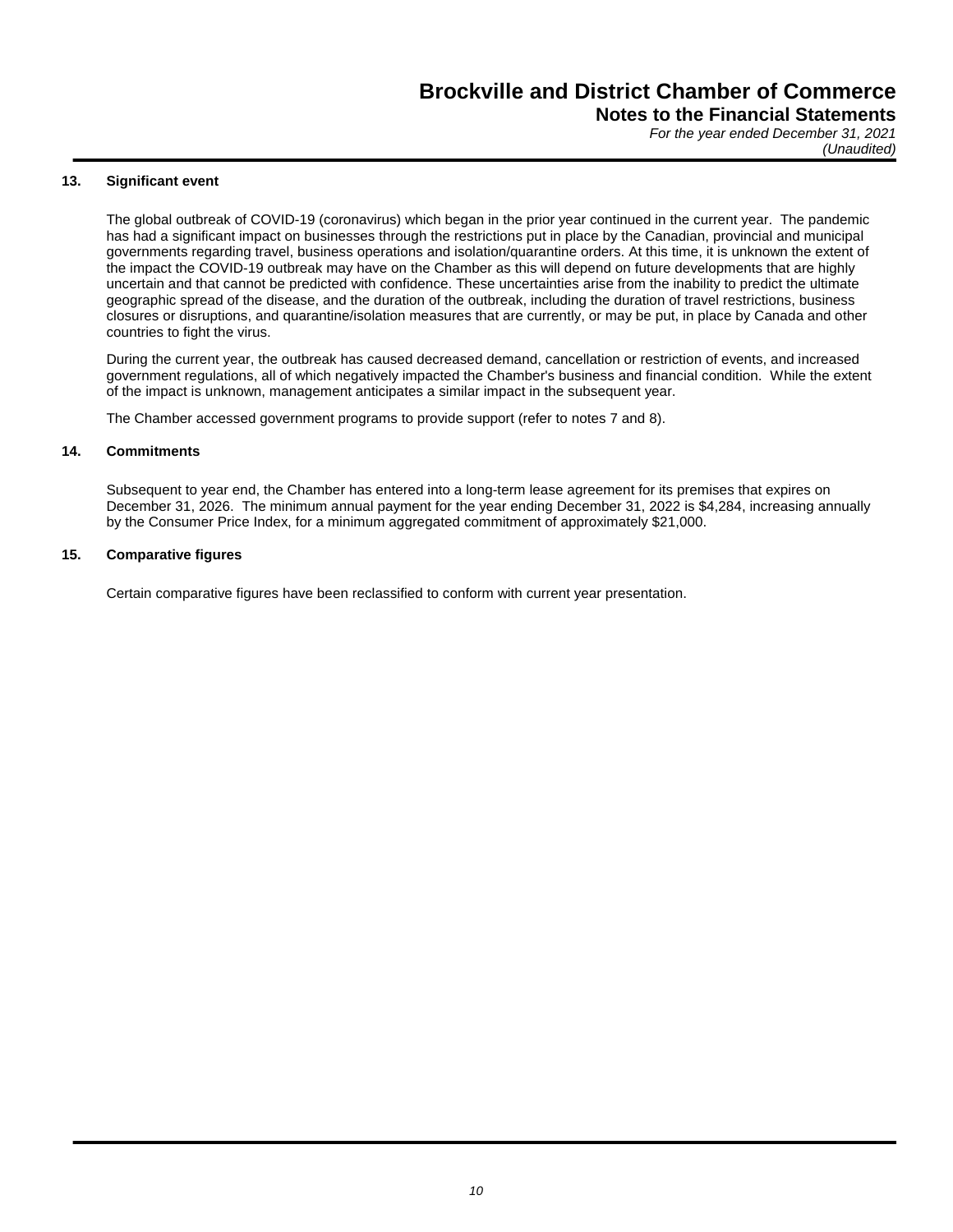# Brockville and District Chamber of Commerce
## Notes to the Financial Statements
*For the year ended December 31, 2021*
*(Unaudited)*

### 13. Significant event

The global outbreak of COVID-19 (coronavirus) which began in the prior year continued in the current year. The pandemic has had a significant impact on businesses through the restrictions put in place by the Canadian, provincial and municipal governments regarding travel, business operations and isolation/quarantine orders. At this time, it is unknown the extent of the impact the COVID-19 outbreak may have on the Chamber as this will depend on future developments that are highly uncertain and that cannot be predicted with confidence. These uncertainties arise from the inability to predict the ultimate geographic spread of the disease, and the duration of the outbreak, including the duration of travel restrictions, business closures or disruptions, and quarantine/isolation measures that are currently, or may be put, in place by Canada and other countries to fight the virus.

During the current year, the outbreak has caused decreased demand, cancellation or restriction of events, and increased government regulations, all of which negatively impacted the Chamber's business and financial condition. While the extent of the impact is unknown, management anticipates a similar impact in the subsequent year.

The Chamber accessed government programs to provide support (refer to notes 7 and 8).

### 14. Commitments

Subsequent to year end, the Chamber has entered into a long-term lease agreement for its premises that expires on December 31, 2026. The minimum annual payment for the year ending December 31, 2022 is $4,284, increasing annually by the Consumer Price Index, for a minimum aggregated commitment of approximately $21,000.

### 15. Comparative figures

Certain comparative figures have been reclassified to conform with current year presentation.